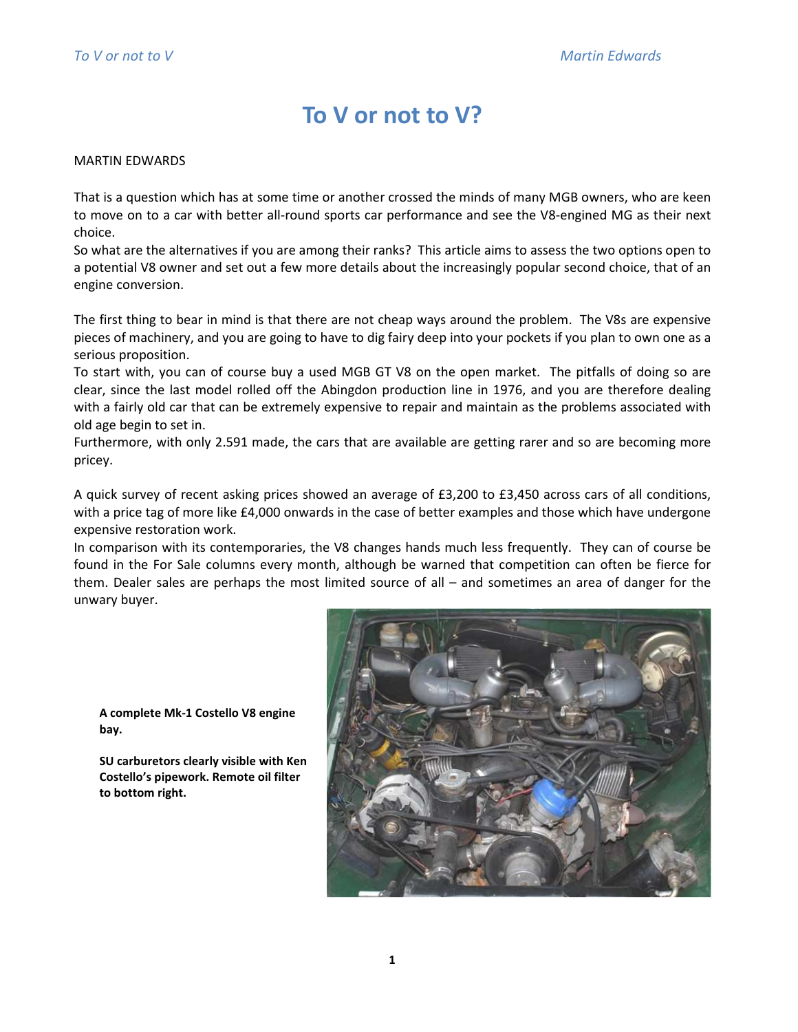# To V or not to V?

MARTIN EDWARDS

That is a question which has at some time or another crossed the minds of many MGB owners, who are keen to move on to a car with better all-round sports car performance and see the V8-engined MG as their next choice.

So what are the alternatives if you are among their ranks? This article aims to assess the two options open to a potential V8 owner and set out a few more details about the increasingly popular second choice, that of an engine conversion.

The first thing to bear in mind is that there are not cheap ways around the problem. The V8s are expensive pieces of machinery, and you are going to have to dig fairy deep into your pockets if you plan to own one as a serious proposition.

To start with, you can of course buy a used MGB GT V8 on the open market. The pitfalls of doing so are clear, since the last model rolled off the Abingdon production line in 1976, and you are therefore dealing with a fairly old car that can be extremely expensive to repair and maintain as the problems associated with old age begin to set in.

Furthermore, with only 2.591 made, the cars that are available are getting rarer and so are becoming more pricey.

A quick survey of recent asking prices showed an average of £3,200 to £3,450 across cars of all conditions, with a price tag of more like £4,000 onwards in the case of better examples and those which have undergone expensive restoration work.

In comparison with its contemporaries, the V8 changes hands much less frequently. They can of course be found in the For Sale columns every month, although be warned that competition can often be fierce for them. Dealer sales are perhaps the most limited source of all – and sometimes an area of danger for the unwary buyer.

**A complete Mk-1 Costello V8 engine bay.**

**SU carburetors clearly visible with Ken Costello's pipework. Remote oil filter to bottom right.**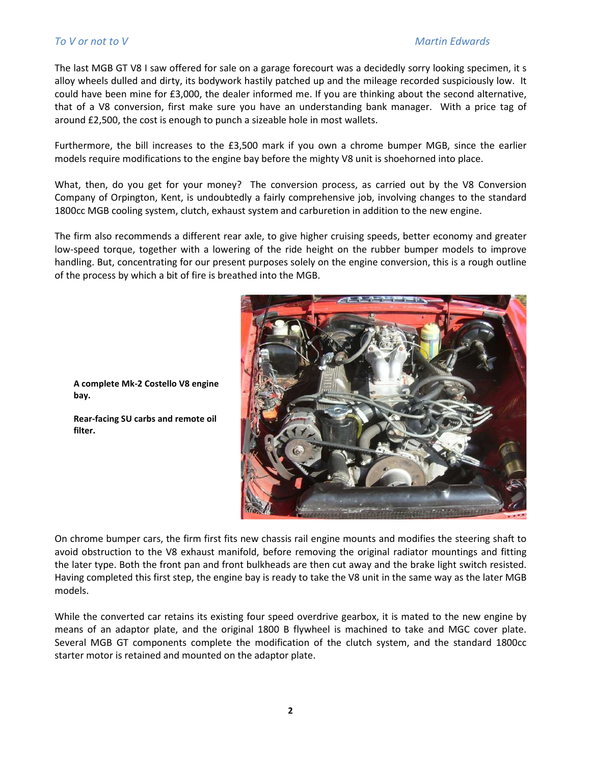The last MGB GT V8 I saw offered for sale on a garage forecourt was a decidedly sorry looking specimen, it s alloy wheels dulled and dirty, its bodywork hastily patched up and the mileage recorded suspiciously low. It could have been mine for £3,000, the dealer informed me. If you are thinking about the second alternative, that of a V8 conversion, first make sure you have an understanding bank manager. With a price tag of around £2,500, the cost is enough to punch a sizeable hole in most wallets.

Furthermore, the bill increases to the £3,500 mark if you own a chrome bumper MGB, since the earlier models require modifications to the engine bay before the mighty V8 unit is shoehorned into place.

What, then, do you get for your money? The conversion process, as carried out by the V8 Conversion Company of Orpington, Kent, is undoubtedly a fairly comprehensive job, involving changes to the standard 1800cc MGB cooling system, clutch, exhaust system and carburetion in addition to the new engine.

The firm also recommends a different rear axle, to give higher cruising speeds, better economy and greater low-speed torque, together with a lowering of the ride height on the rubber bumper models to improve handling. But, concentrating for our present purposes solely on the engine conversion, this is a rough outline of the process by which a bit of fire is breathed into the MGB.

**A complete Mk-2 Costello V8 engine bay.**

**Rear-facing SU carbs and remote oil filter.**

On chrome bumper cars, the firm first fits new chassis rail engine mounts and modifies the steering shaft to avoid obstruction to the V8 exhaust manifold, before removing the original radiator mountings and fitting the later type. Both the front pan and front bulkheads are then cut away and the brake light switch resisted. Having completed this first step, the engine bay is ready to take the V8 unit in the same way as the later MGB models.

While the converted car retains its existing four speed overdrive gearbox, it is mated to the new engine by means of an adaptor plate, and the original 1800 B flywheel is machined to take and MGC cover plate. Several MGB GT components complete the modification of the clutch system, and the standard 1800cc starter motor is retained and mounted on the adaptor plate.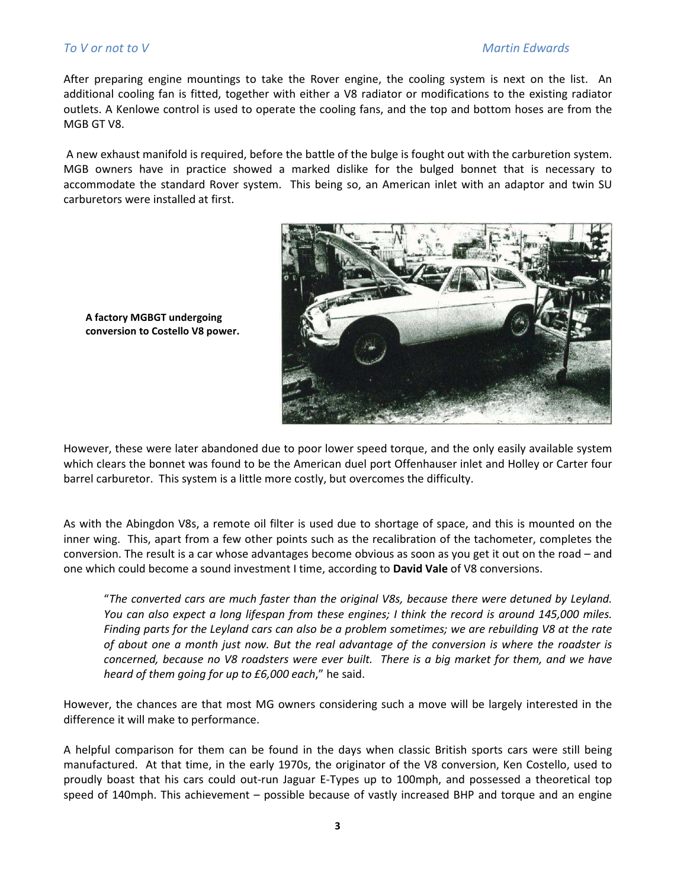After preparing engine mountings to take the Rover engine, the cooling system is next on the list. An additional cooling fan is fitted, together with either a V8 radiator or modifications to the existing radiator outlets. A Kenlowe control is used to operate the cooling fans, and the top and bottom hoses are from the MGB GT V8.

A new exhaust manifold is required, before the battle of the bulge is fought out with the carburetion system. MGB owners have in practice showed a marked dislike for the bulged bonnet that is necessary to accommodate the standard Rover system. This being so, an American inlet with an adaptor and twin SU carburetors were installed at first.

**A factory MGBGT undergoing conversion to Costello V8 power.**

However, these were later abandoned due to poor lower speed torque, and the only easily available system which clears the bonnet was found to be the American duel port Offenhauser inlet and Holley or Carter four barrel carburetor. This system is a little more costly, but overcomes the difficulty.

As with the Abingdon V8s, a remote oil filter is used due to shortage of space, and this is mounted on the inner wing. This, apart from a few other points such as the recalibration of the tachometer, completes the conversion. The result is a car whose advantages become obvious as soon as you get it out on the road – and one which could become a sound investment I time, according to **David Vale** of V8 conversions.

> "*The converted cars are much faster than the original V8s, because there were detuned by Leyland. You can also expect a long lifespan from these engines; I think the record is around 145,000 miles. Finding parts for the Leyland cars can also be a problem sometimes; we are rebuilding V8 at the rate of about one a month just now. But the real advantage of the conversion is where the roadster is concerned, because no V8 roadsters were ever built. There is a big market for them, and we have heard of them going for up to £6,000 each*," he said.

However, the chances are that most MG owners considering such a move will be largely interested in the difference it will make to performance.

A helpful comparison for them can be found in the days when classic British sports cars were still being manufactured. At that time, in the early 1970s, the originator of the V8 conversion, Ken Costello, used to proudly boast that his cars could out-run Jaguar E-Types up to 100mph, and possessed a theoretical top speed of 140mph. This achievement – possible because of vastly increased BHP and torque and an engine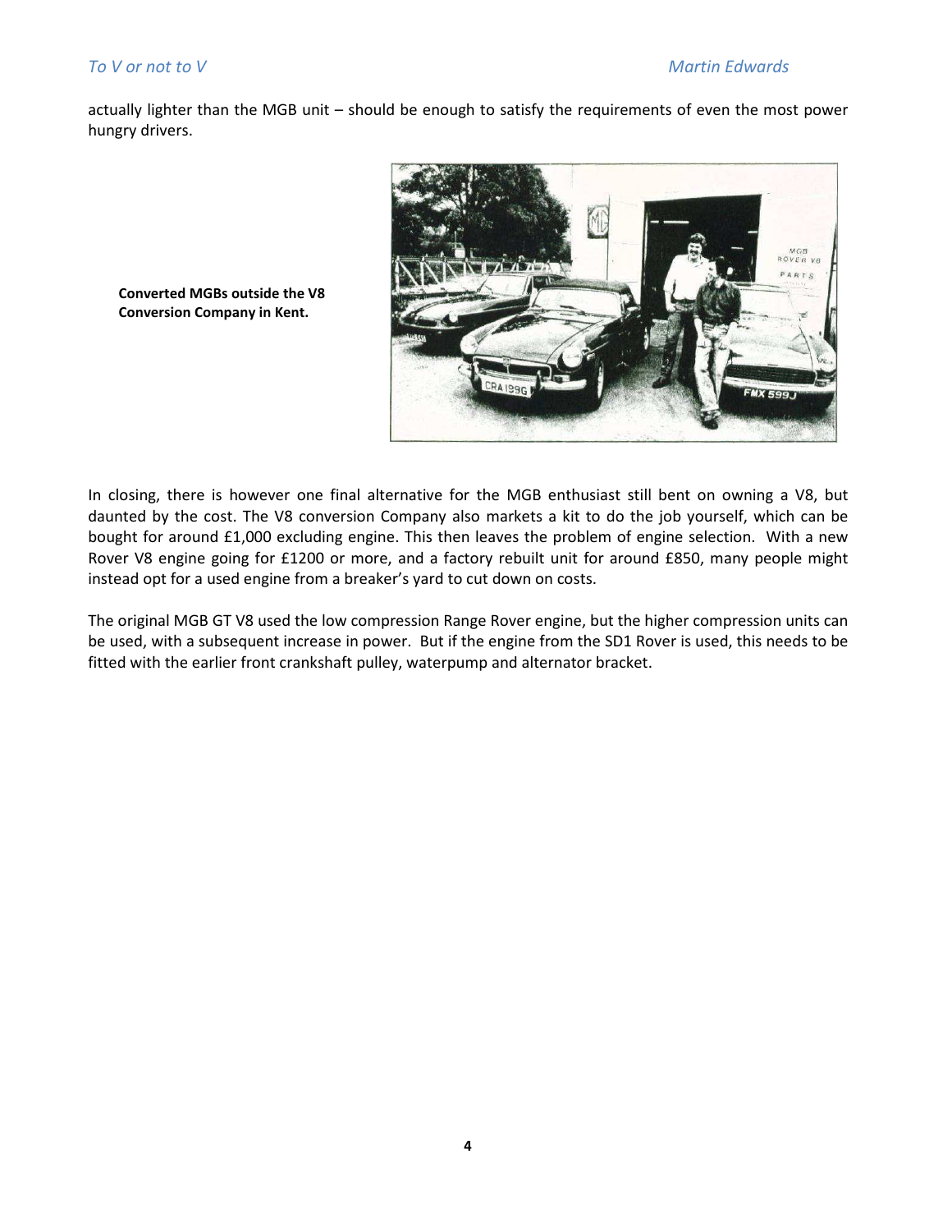actually lighter than the MGB unit – should be enough to satisfy the requirements of even the most power hungry drivers.

**Converted MGBs outside the V8 Conversion Company in Kent.**

In closing, there is however one final alternative for the MGB enthusiast still bent on owning a V8, but daunted by the cost. The V8 conversion Company also markets a kit to do the job yourself, which can be bought for around £1,000 excluding engine. This then leaves the problem of engine selection. With a new Rover V8 engine going for £1200 or more, and a factory rebuilt unit for around £850, many people might instead opt for a used engine from a breaker's yard to cut down on costs.

The original MGB GT V8 used the low compression Range Rover engine, but the higher compression units can be used, with a subsequent increase in power. But if the engine from the SD1 Rover is used, this needs to be fitted with the earlier front crankshaft pulley, waterpump and alternator bracket.